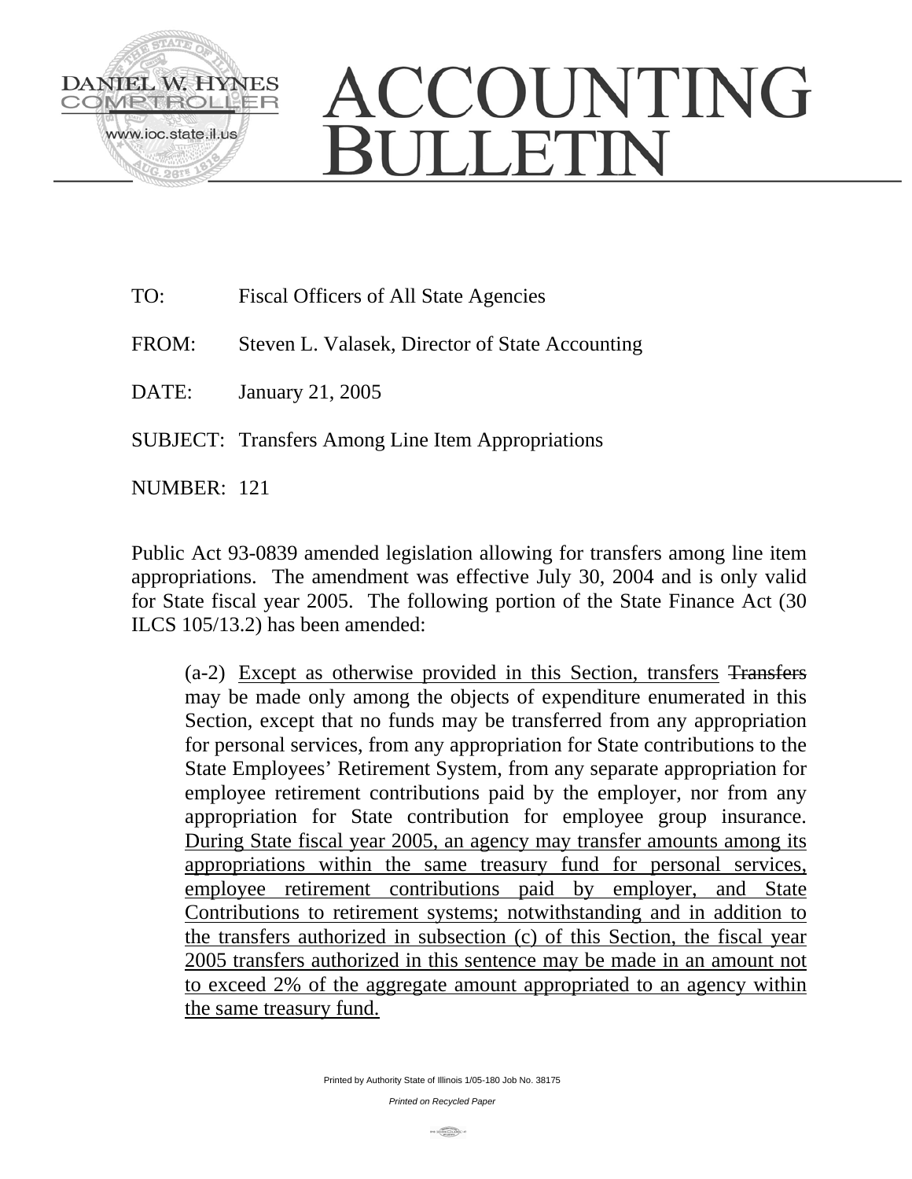DANIEL W. HYNES
COMPTROLLER
www.ioc.state.il.us

# ACCOUNTING BULLETIN

TO: Fiscal Officers of All State Agencies

FROM: Steven L. Valasek, Director of State Accounting

DATE: January 21, 2005

SUBJECT: Transfers Among Line Item Appropriations

NUMBER: 121

Public Act 93-0839 amended legislation allowing for transfers among line item appropriations. The amendment was effective July 30, 2004 and is only valid for State fiscal year 2005. The following portion of the State Finance Act (30 ILCS 105/13.2) has been amended:

> (a-2) <u>Except as otherwise provided in this Section, transfers</u> ~~Transfers~~ may be made only among the objects of expenditure enumerated in this Section, except that no funds may be transferred from any appropriation for personal services, from any appropriation for State contributions to the State Employees' Retirement System, from any separate appropriation for employee retirement contributions paid by the employer, nor from any appropriation for State contribution for employee group insurance. <u>During State fiscal year 2005, an agency may transfer amounts among its appropriations within the same treasury fund for personal services, employee retirement contributions paid by employer, and State Contributions to retirement systems; notwithstanding and in addition to the transfers authorized in subsection (c) of this Section, the fiscal year 2005 transfers authorized in this sentence may be made in an amount not to exceed 2% of the aggregate amount appropriated to an agency within the same treasury fund.</u>

Printed by Authority State of Illinois 1/05-180 Job No. 38175

*Printed on Recycled Paper*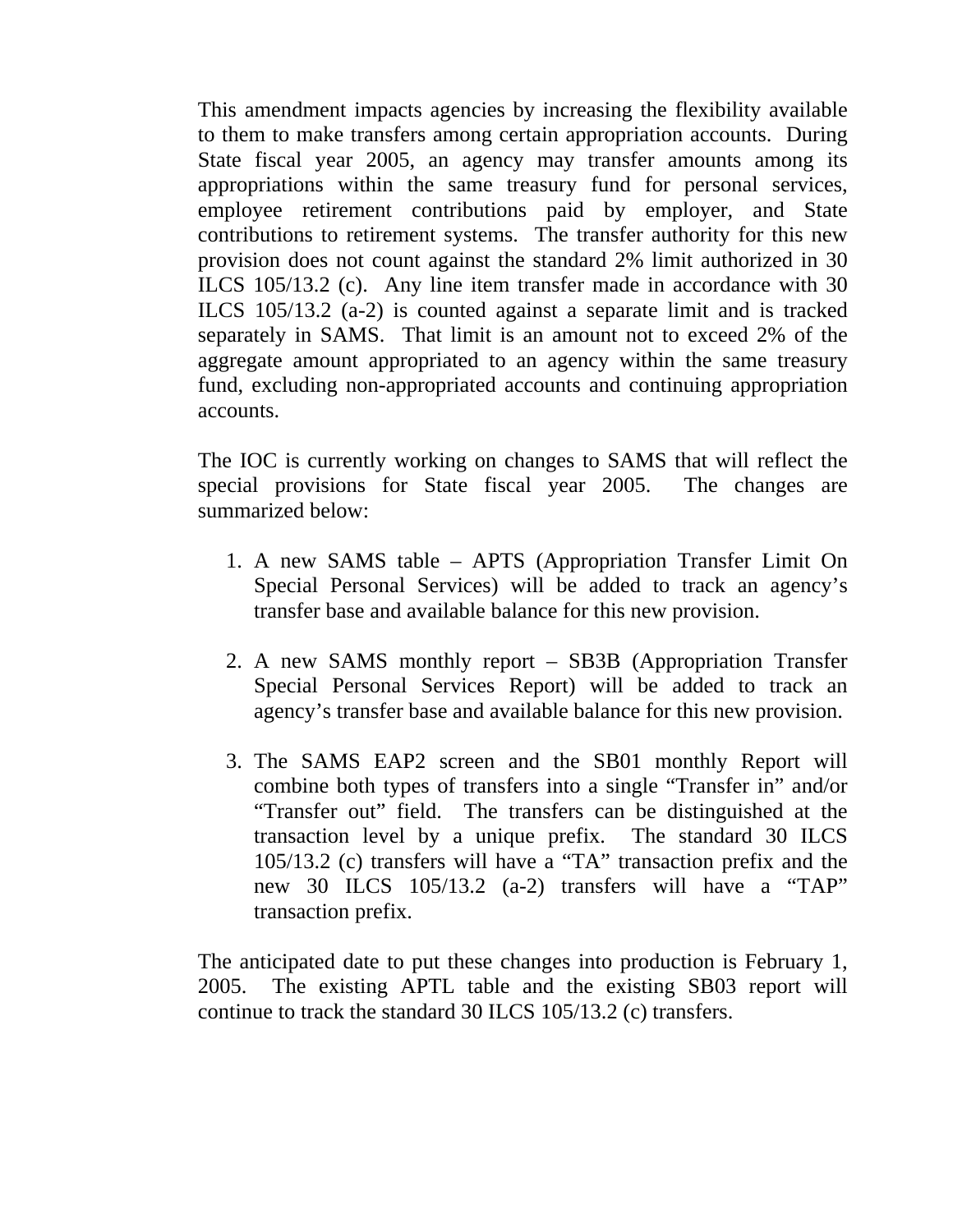This amendment impacts agencies by increasing the flexibility available to them to make transfers among certain appropriation accounts. During State fiscal year 2005, an agency may transfer amounts among its appropriations within the same treasury fund for personal services, employee retirement contributions paid by employer, and State contributions to retirement systems. The transfer authority for this new provision does not count against the standard 2% limit authorized in 30 ILCS 105/13.2 (c). Any line item transfer made in accordance with 30 ILCS 105/13.2 (a-2) is counted against a separate limit and is tracked separately in SAMS. That limit is an amount not to exceed 2% of the aggregate amount appropriated to an agency within the same treasury fund, excluding non-appropriated accounts and continuing appropriation accounts.

The IOC is currently working on changes to SAMS that will reflect the special provisions for State fiscal year 2005. The changes are summarized below:

1. A new SAMS table – APTS (Appropriation Transfer Limit On Special Personal Services) will be added to track an agency's transfer base and available balance for this new provision.

2. A new SAMS monthly report – SB3B (Appropriation Transfer Special Personal Services Report) will be added to track an agency's transfer base and available balance for this new provision.

3. The SAMS EAP2 screen and the SB01 monthly Report will combine both types of transfers into a single "Transfer in" and/or "Transfer out" field. The transfers can be distinguished at the transaction level by a unique prefix. The standard 30 ILCS 105/13.2 (c) transfers will have a "TA" transaction prefix and the new 30 ILCS 105/13.2 (a-2) transfers will have a "TAP" transaction prefix.

The anticipated date to put these changes into production is February 1, 2005. The existing APTL table and the existing SB03 report will continue to track the standard 30 ILCS 105/13.2 (c) transfers.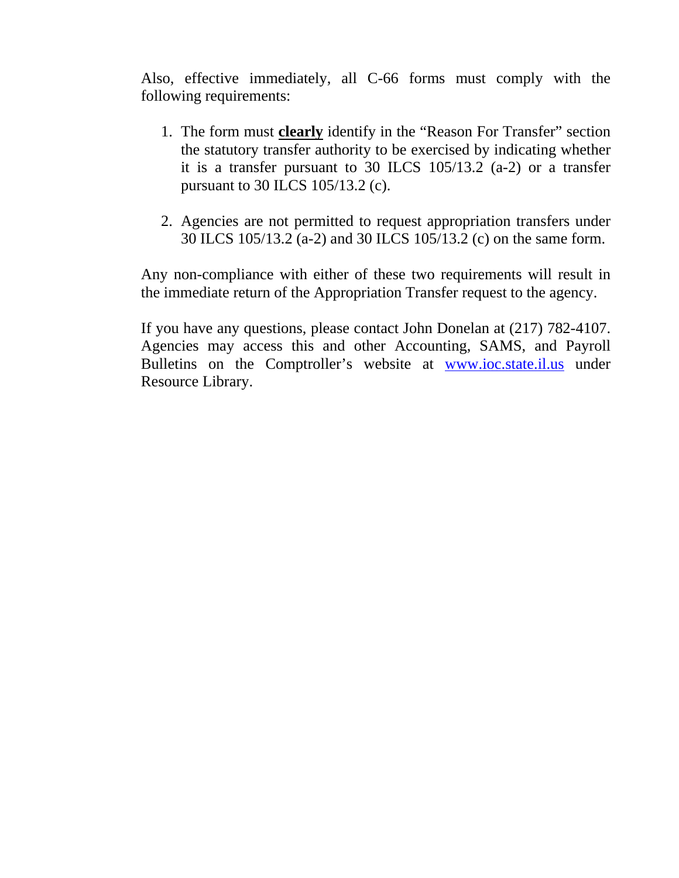Also, effective immediately, all C-66 forms must comply with the following requirements:

1. The form must **clearly** identify in the "Reason For Transfer" section the statutory transfer authority to be exercised by indicating whether it is a transfer pursuant to 30 ILCS 105/13.2 (a-2) or a transfer pursuant to 30 ILCS 105/13.2 (c).

2. Agencies are not permitted to request appropriation transfers under 30 ILCS 105/13.2 (a-2) and 30 ILCS 105/13.2 (c) on the same form.

Any non-compliance with either of these two requirements will result in the immediate return of the Appropriation Transfer request to the agency.

If you have any questions, please contact John Donelan at (217) 782-4107. Agencies may access this and other Accounting, SAMS, and Payroll Bulletins on the Comptroller's website at www.ioc.state.il.us under Resource Library.